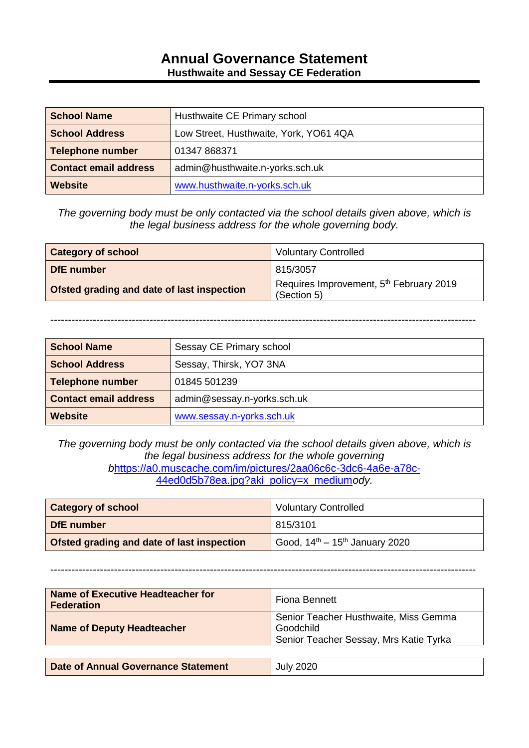# Annual Governance Statement

**Husthwaite and Sessay CE Federation**

| **School Name** | Husthwaite CE Primary school |
|---|---|
| **School Address** | Low Street, Husthwaite, York, YO61 4QA |
| **Telephone number** | 01347 868371 |
| **Contact email address** | admin@husthwaite.n-yorks.sch.uk |
| **Website** | [www.husthwaite.n-yorks.sch.uk](www.husthwaite.n-yorks.sch.uk) |

*The governing body must be only contacted via the school details given above, which is the legal business address for the whole governing body.*

| **Category of school** | Voluntary Controlled |
|---|---|
| **DfE number** | 815/3057 |
| **Ofsted grading and date of last inspection** | Requires Improvement, 5th February 2019 (Section 5) |

---

| **School Name** | Sessay CE Primary school |
|---|---|
| **School Address** | Sessay, Thirsk, YO7 3NA |
| **Telephone number** | 01845 501239 |
| **Contact email address** | admin@sessay.n-yorks.sch.uk |
| **Website** | [www.sessay.n-yorks.sch.uk](www.sessay.n-yorks.sch.uk) |

*The governing body must be only contacted via the school details given above, which is the legal business address for the whole governing b*[https://a0.muscache.com/im/pictures/2aa06c6c-3dc6-4a6e-a78c-44ed0d5b78ea.jpg?aki_policy=x_medium](https://a0.muscache.com/im/pictures/2aa06c6c-3dc6-4a6e-a78c-44ed0d5b78ea.jpg?aki_policy=x_medium)*ody.*

| **Category of school** | Voluntary Controlled |
|---|---|
| **DfE number** | 815/3101 |
| **Ofsted grading and date of last inspection** | Good, 14th – 15th January 2020 |

---

| **Name of Executive Headteacher for Federation** | Fiona Bennett |
|---|---|
| **Name of Deputy Headteacher** | Senior Teacher Husthwaite, Miss Gemma Goodchild<br>Senior Teacher Sessay, Mrs Katie Tyrka |

| **Date of Annual Governance Statement** | July 2020 |
|---|---|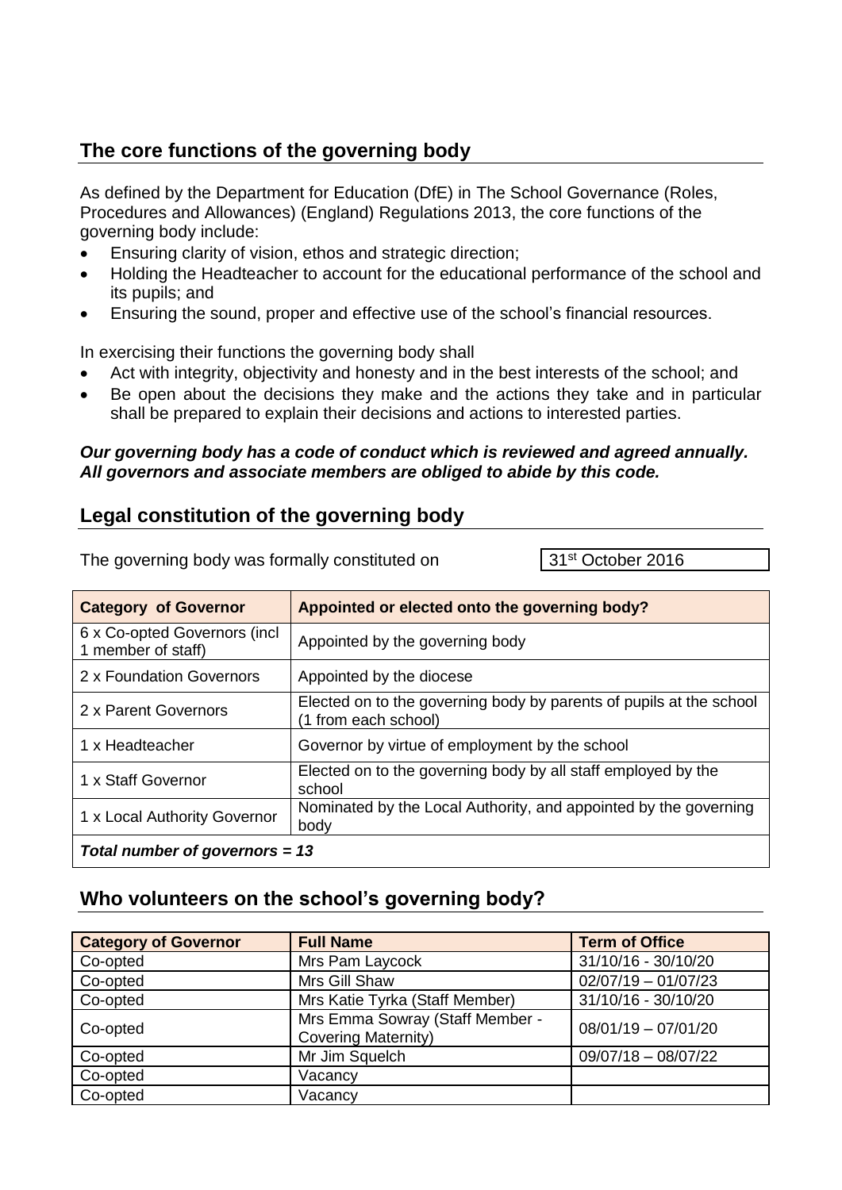## The core functions of the governing body

As defined by the Department for Education (DfE) in The School Governance (Roles, Procedures and Allowances) (England) Regulations 2013, the core functions of the governing body include:

- Ensuring clarity of vision, ethos and strategic direction;
- Holding the Headteacher to account for the educational performance of the school and its pupils; and
- Ensuring the sound, proper and effective use of the school's financial resources.

In exercising their functions the governing body shall

- Act with integrity, objectivity and honesty and in the best interests of the school; and
- Be open about the decisions they make and the actions they take and in particular shall be prepared to explain their decisions and actions to interested parties.

***Our governing body has a code of conduct which is reviewed and agreed annually. All governors and associate members are obliged to abide by this code.***

## Legal constitution of the governing body

The governing body was formally constituted on 31st October 2016

| Category of Governor | Appointed or elected onto the governing body? |
|---|---|
| 6 x Co-opted Governors (incl 1 member of staff) | Appointed by the governing body |
| 2 x Foundation Governors | Appointed by the diocese |
| 2 x Parent Governors | Elected on to the governing body by parents of pupils at the school (1 from each school) |
| 1 x Headteacher | Governor by virtue of employment by the school |
| 1 x Staff Governor | Elected on to the governing body by all staff employed by the school |
| 1 x Local Authority Governor | Nominated by the Local Authority, and appointed by the governing body |
| ***Total number of governors = 13*** | |

## Who volunteers on the school's governing body?

| Category of Governor | Full Name | Term of Office |
|---|---|---|
| Co-opted | Mrs Pam Laycock | 31/10/16 - 30/10/20 |
| Co-opted | Mrs Gill Shaw | 02/07/19 – 01/07/23 |
| Co-opted | Mrs Katie Tyrka (Staff Member) | 31/10/16 - 30/10/20 |
| Co-opted | Mrs Emma Sowray (Staff Member - Covering Maternity) | 08/01/19 – 07/01/20 |
| Co-opted | Mr Jim Squelch | 09/07/18 – 08/07/22 |
| Co-opted | Vacancy | |
| Co-opted | Vacancy | |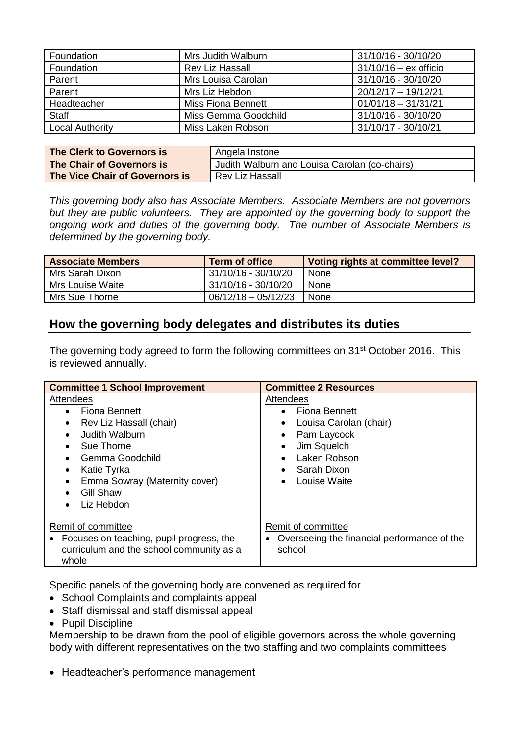| Foundation | Mrs Judith Walburn | 31/10/16 - 30/10/20 |
|---|---|---|
| Foundation | Rev Liz Hassall | 31/10/16 – ex officio |
| Parent | Mrs Louisa Carolan | 31/10/16 - 30/10/20 |
| Parent | Mrs Liz Hebdon | 20/12/17 – 19/12/21 |
| Headteacher | Miss Fiona Bennett | 01/01/18 – 31/31/21 |
| Staff | Miss Gemma Goodchild | 31/10/16 - 30/10/20 |
| Local Authority | Miss Laken Robson | 31/10/17 - 30/10/21 |

| **The Clerk to Governors is** | Angela Instone |
|---|---|
| **The Chair of Governors is** | Judith Walburn and Louisa Carolan (co-chairs) |
| **The Vice Chair of Governors is** | Rev Liz Hassall |

*This governing body also has Associate Members. Associate Members are not governors but they are public volunteers. They are appointed by the governing body to support the ongoing work and duties of the governing body. The number of Associate Members is determined by the governing body.*

| **Associate Members** | **Term of office** | **Voting rights at committee level?** |
|---|---|---|
| Mrs Sarah Dixon | 31/10/16 - 30/10/20 | None |
| Mrs Louise Waite | 31/10/16 - 30/10/20 | None |
| Mrs Sue Thorne | 06/12/18 – 05/12/23 | None |

## How the governing body delegates and distributes its duties

The governing body agreed to form the following committees on 31st October 2016. This is reviewed annually.

| **Committee 1 School Improvement** | **Committee 2 Resources** |
|---|---|
| Attendees<br>• Fiona Bennett<br>• Rev Liz Hassall (chair)<br>• Judith Walburn<br>• Sue Thorne<br>• Gemma Goodchild<br>• Katie Tyrka<br>• Emma Sowray (Maternity cover)<br>• Gill Shaw<br>• Liz Hebdon | Attendees<br>• Fiona Bennett<br>• Louisa Carolan (chair)<br>• Pam Laycock<br>• Jim Squelch<br>• Laken Robson<br>• Sarah Dixon<br>• Louise Waite |
| Remit of committee<br>• Focuses on teaching, pupil progress, the curriculum and the school community as a whole | Remit of committee<br>• Overseeing the financial performance of the school |

Specific panels of the governing body are convened as required for

- School Complaints and complaints appeal
- Staff dismissal and staff dismissal appeal
- Pupil Discipline

Membership to be drawn from the pool of eligible governors across the whole governing body with different representatives on the two staffing and two complaints committees

- Headteacher's performance management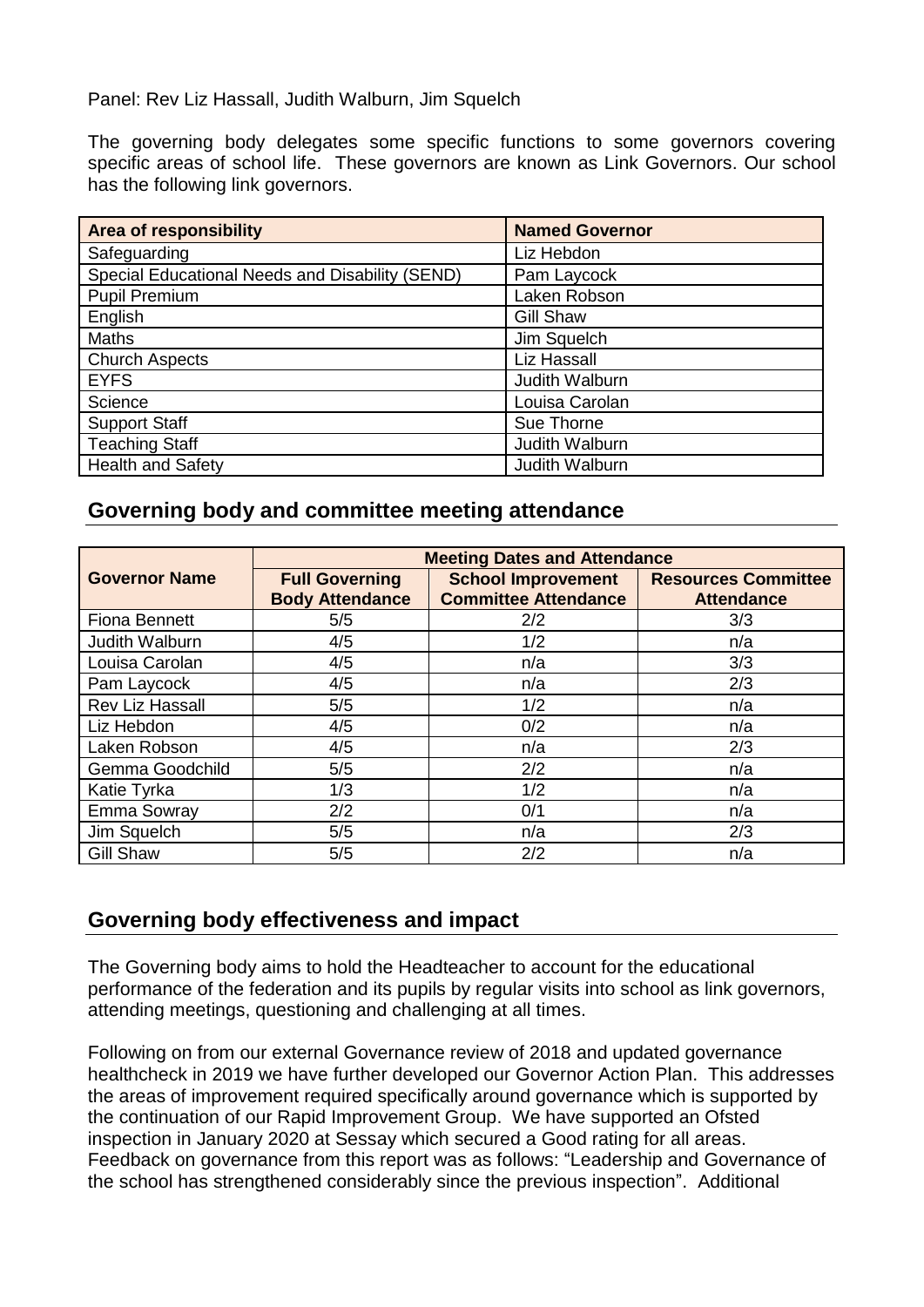Panel: Rev Liz Hassall, Judith Walburn, Jim Squelch

The governing body delegates some specific functions to some governors covering specific areas of school life. These governors are known as Link Governors. Our school has the following link governors.

| Area of responsibility | Named Governor |
|---|---|
| Safeguarding | Liz Hebdon |
| Special Educational Needs and Disability (SEND) | Pam Laycock |
| Pupil Premium | Laken Robson |
| English | Gill Shaw |
| Maths | Jim Squelch |
| Church Aspects | Liz Hassall |
| EYFS | Judith Walburn |
| Science | Louisa Carolan |
| Support Staff | Sue Thorne |
| Teaching Staff | Judith Walburn |
| Health and Safety | Judith Walburn |

## Governing body and committee meeting attendance

| Governor Name | Meeting Dates and Attendance | | |
|---|---|---|---|
| | Full Governing Body Attendance | School Improvement Committee Attendance | Resources Committee Attendance |
| Fiona Bennett | 5/5 | 2/2 | 3/3 |
| Judith Walburn | 4/5 | 1/2 | n/a |
| Louisa Carolan | 4/5 | n/a | 3/3 |
| Pam Laycock | 4/5 | n/a | 2/3 |
| Rev Liz Hassall | 5/5 | 1/2 | n/a |
| Liz Hebdon | 4/5 | 0/2 | n/a |
| Laken Robson | 4/5 | n/a | 2/3 |
| Gemma Goodchild | 5/5 | 2/2 | n/a |
| Katie Tyrka | 1/3 | 1/2 | n/a |
| Emma Sowray | 2/2 | 0/1 | n/a |
| Jim Squelch | 5/5 | n/a | 2/3 |
| Gill Shaw | 5/5 | 2/2 | n/a |

## Governing body effectiveness and impact

The Governing body aims to hold the Headteacher to account for the educational performance of the federation and its pupils by regular visits into school as link governors, attending meetings, questioning and challenging at all times.

Following on from our external Governance review of 2018 and updated governance healthcheck in 2019 we have further developed our Governor Action Plan. This addresses the areas of improvement required specifically around governance which is supported by the continuation of our Rapid Improvement Group. We have supported an Ofsted inspection in January 2020 at Sessay which secured a Good rating for all areas. Feedback on governance from this report was as follows: "Leadership and Governance of the school has strengthened considerably since the previous inspection". Additional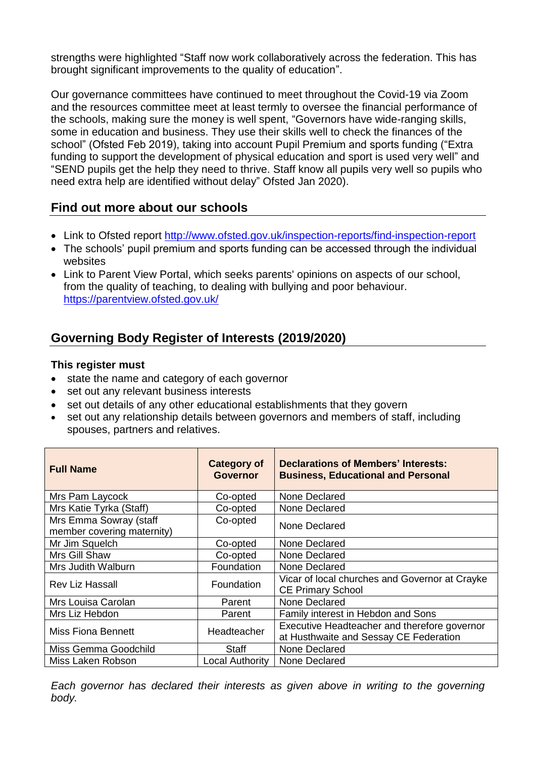strengths were highlighted "Staff now work collaboratively across the federation. This has brought significant improvements to the quality of education".

Our governance committees have continued to meet throughout the Covid-19 via Zoom and the resources committee meet at least termly to oversee the financial performance of the schools, making sure the money is well spent, "Governors have wide-ranging skills, some in education and business. They use their skills well to check the finances of the school" (Ofsted Feb 2019), taking into account Pupil Premium and sports funding ("Extra funding to support the development of physical education and sport is used very well" and "SEND pupils get the help they need to thrive. Staff know all pupils very well so pupils who need extra help are identified without delay" Ofsted Jan 2020).

## Find out more about our schools

- Link to Ofsted report http://www.ofsted.gov.uk/inspection-reports/find-inspection-report
- The schools' pupil premium and sports funding can be accessed through the individual websites
- Link to Parent View Portal, which seeks parents' opinions on aspects of our school, from the quality of teaching, to dealing with bullying and poor behaviour. https://parentview.ofsted.gov.uk/

## Governing Body Register of Interests (2019/2020)

**This register must**

- state the name and category of each governor
- set out any relevant business interests
- set out details of any other educational establishments that they govern
- set out any relationship details between governors and members of staff, including spouses, partners and relatives.

| Full Name | Category of Governor | Declarations of Members' Interests: Business, Educational and Personal |
|---|---|---|
| Mrs Pam Laycock | Co-opted | None Declared |
| Mrs Katie Tyrka (Staff) | Co-opted | None Declared |
| Mrs Emma Sowray (staff member covering maternity) | Co-opted | None Declared |
| Mr Jim Squelch | Co-opted | None Declared |
| Mrs Gill Shaw | Co-opted | None Declared |
| Mrs Judith Walburn | Foundation | None Declared |
| Rev Liz Hassall | Foundation | Vicar of local churches and Governor at Crayke CE Primary School |
| Mrs Louisa Carolan | Parent | None Declared |
| Mrs Liz Hebdon | Parent | Family interest in Hebdon and Sons |
| Miss Fiona Bennett | Headteacher | Executive Headteacher and therefore governor at Husthwaite and Sessay CE Federation |
| Miss Gemma Goodchild | Staff | None Declared |
| Miss Laken Robson | Local Authority | None Declared |

*Each governor has declared their interests as given above in writing to the governing body.*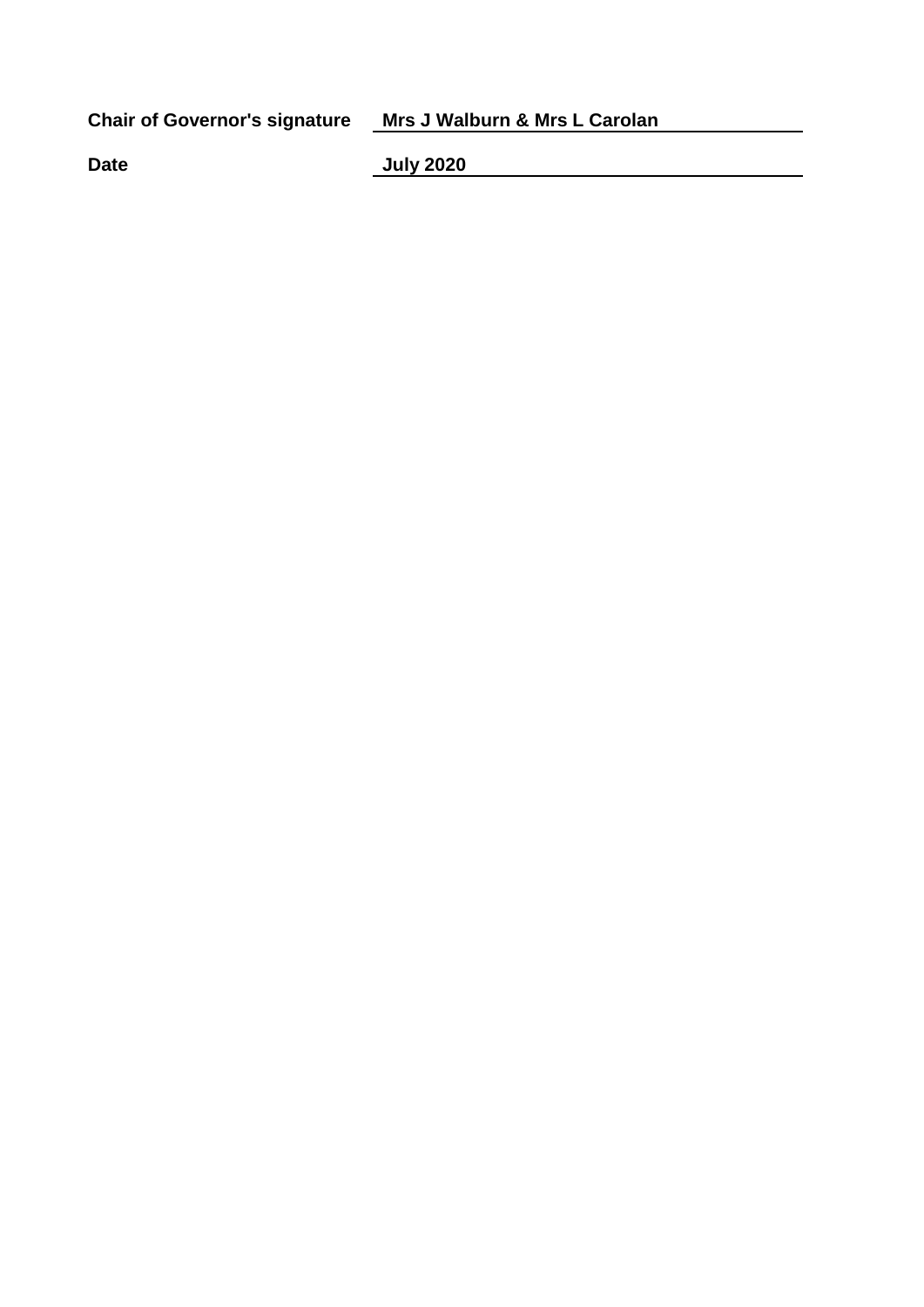**Chair of Governor's signature** **Mrs J Walburn & Mrs L Carolan**

**Date** **July 2020**